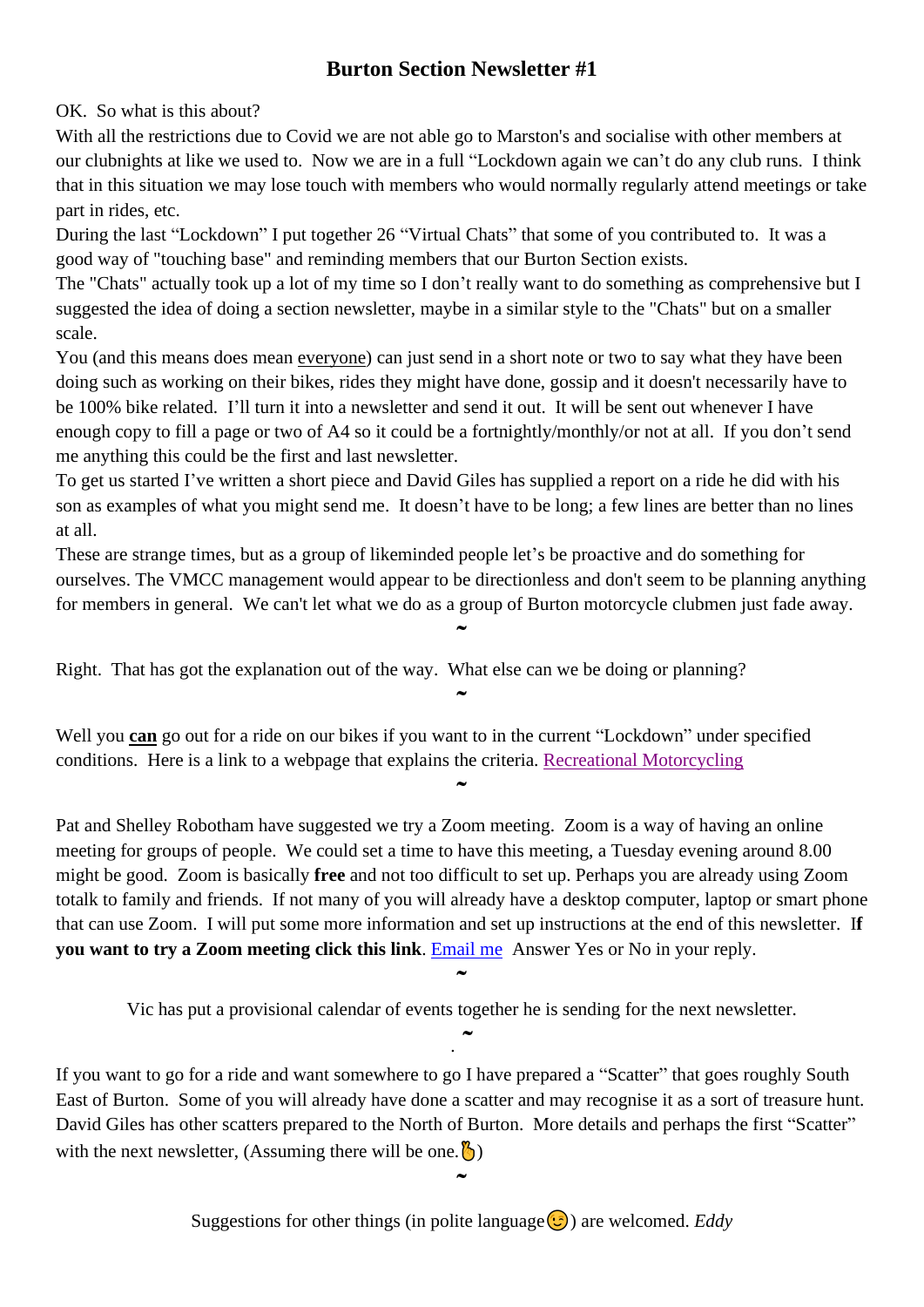# Burton Section Newsletter #1

OK. So what is this about?

With all the restrictions due to Covid we are not able go to Marston's and socialise with other members at our clubnights at like we used to. Now we are in a full "Lockdown again we can't do any club runs. I think that in this situation we may lose touch with members who would normally regularly attend meetings or take part in rides, etc.

During the last "Lockdown" I put together 26 "Virtual Chats" that some of you contributed to. It was a good way of "touching base" and reminding members that our Burton Section exists.

The "Chats" actually took up a lot of my time so I don't really want to do something as comprehensive but I suggested the idea of doing a section newsletter, maybe in a similar style to the "Chats" but on a smaller scale.

You (and this means does mean <u>everyone</u>) can just send in a short note or two to say what they have been doing such as working on their bikes, rides they might have done, gossip and it doesn't necessarily have to be 100% bike related. I'll turn it into a newsletter and send it out. It will be sent out whenever I have enough copy to fill a page or two of A4 so it could be a fortnightly/monthly/or not at all. If you don't send me anything this could be the first and last newsletter.

To get us started I've written a short piece and David Giles has supplied a report on a ride he did with his son as examples of what you might send me. It doesn't have to be long; a few lines are better than no lines at all.

These are strange times, but as a group of likeminded people let's be proactive and do something for ourselves. The VMCC management would appear to be directionless and don't seem to be planning anything for members in general. We can't let what we do as a group of Burton motorcycle clubmen just fade away.

~

Right. That has got the explanation out of the way. What else can we be doing or planning?

~

Well you **<u>can</u>** go out for a ride on our bikes if you want to in the current "Lockdown" under specified conditions. Here is a link to a webpage that explains the criteria. Recreational Motorcycling

~

Pat and Shelley Robotham have suggested we try a Zoom meeting. Zoom is a way of having an online meeting for groups of people. We could set a time to have this meeting, a Tuesday evening around 8.00 might be good. Zoom is basically **free** and not too difficult to set up. Perhaps you are already using Zoom totalk to family and friends. If not many of you will already have a desktop computer, laptop or smart phone that can use Zoom. I will put some more information and set up instructions at the end of this newsletter. **If you want to try a Zoom meeting click this link**. Email me Answer Yes or No in your reply.

~

Vic has put a provisional calendar of events together he is sending for the next newsletter.

~

If you want to go for a ride and want somewhere to go I have prepared a "Scatter" that goes roughly South East of Burton. Some of you will already have done a scatter and may recognise it as a sort of treasure hunt. David Giles has other scatters prepared to the North of Burton. More details and perhaps the first "Scatter" with the next newsletter, (Assuming there will be one.🤞)

~

Suggestions for other things (in polite language😉) are welcomed. *Eddy*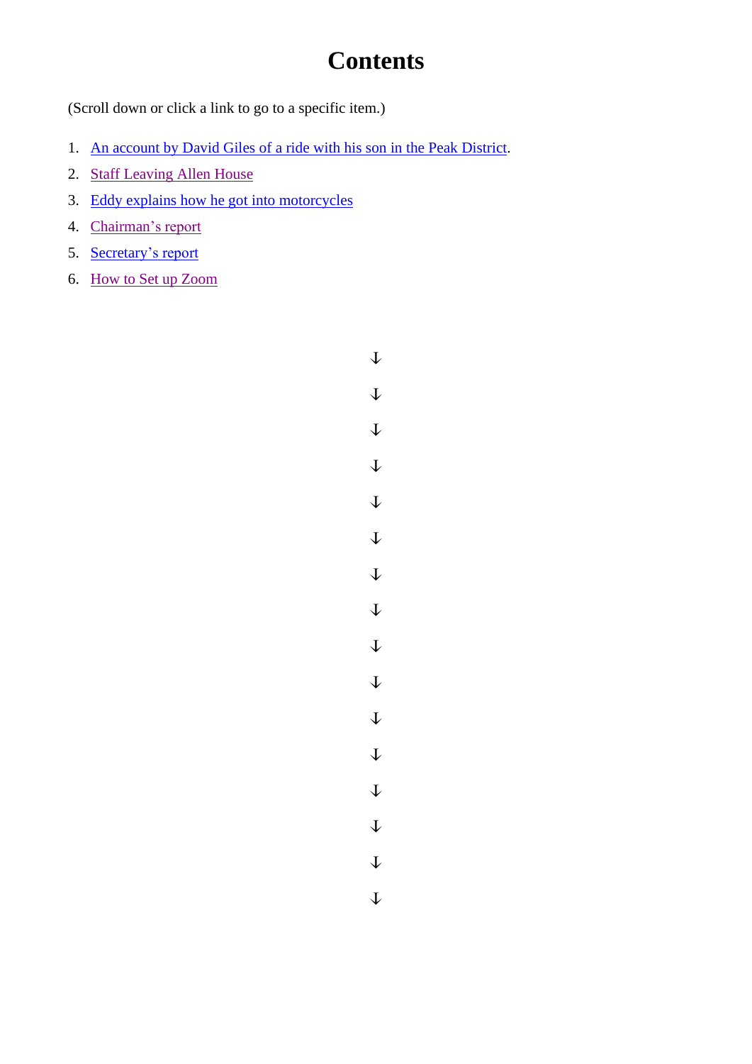# Contents

(Scroll down or click a link to go to a specific item.)

1. An account by David Giles of a ride with his son in the Peak District.
2. Staff Leaving Allen House
3. Eddy explains how he got into motorcycles
4. Chairman's report
5. Secretary's report
6. How to Set up Zoom

↓

↓

↓

↓

↓

↓

↓

↓

↓

↓

↓

↓

↓

↓

↓

↓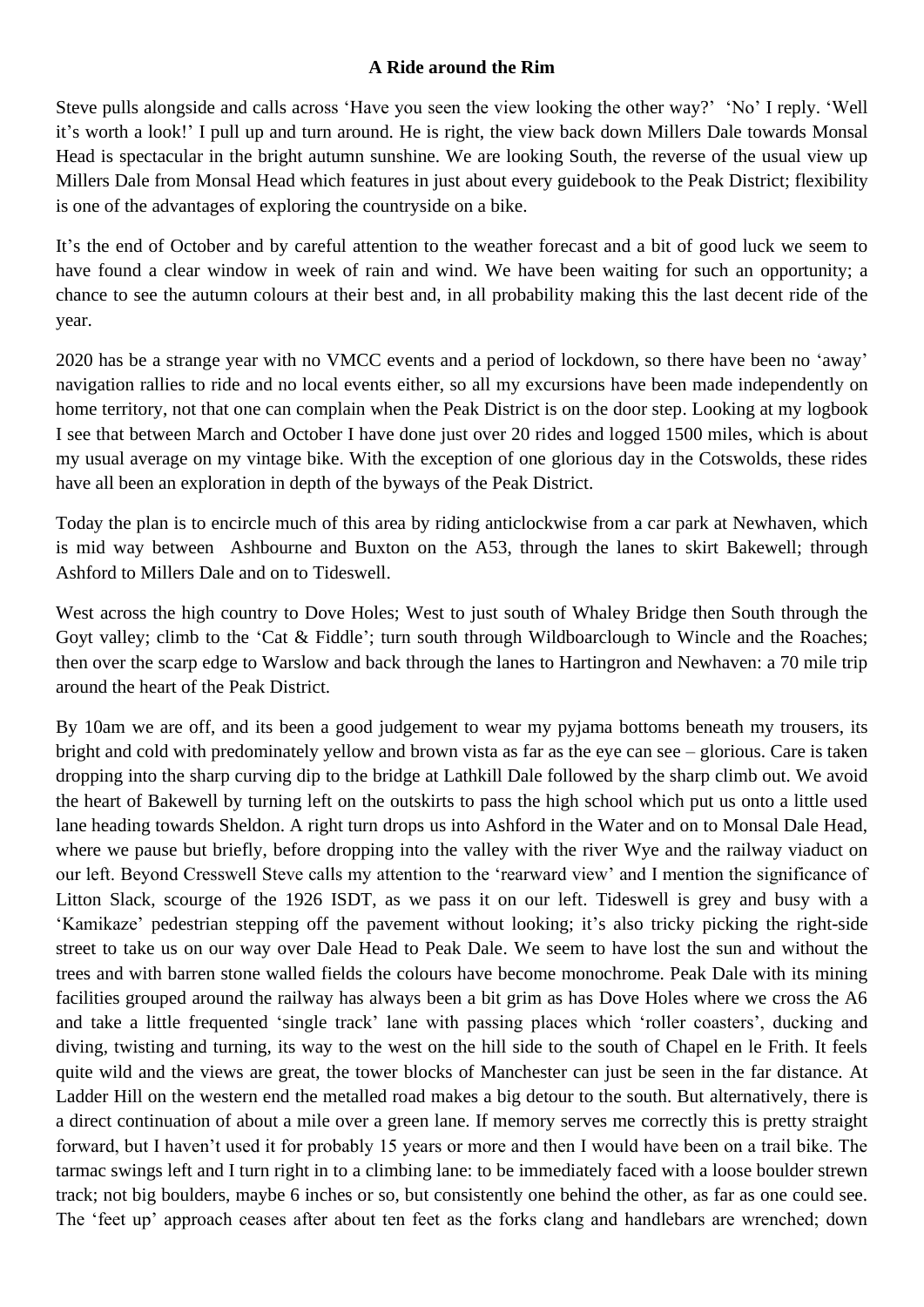**A Ride around the Rim**

Steve pulls alongside and calls across 'Have you seen the view looking the other way?' 'No' I reply. 'Well it's worth a look!' I pull up and turn around. He is right, the view back down Millers Dale towards Monsal Head is spectacular in the bright autumn sunshine. We are looking South, the reverse of the usual view up Millers Dale from Monsal Head which features in just about every guidebook to the Peak District; flexibility is one of the advantages of exploring the countryside on a bike.

It's the end of October and by careful attention to the weather forecast and a bit of good luck we seem to have found a clear window in week of rain and wind. We have been waiting for such an opportunity; a chance to see the autumn colours at their best and, in all probability making this the last decent ride of the year.

2020 has be a strange year with no VMCC events and a period of lockdown, so there have been no 'away' navigation rallies to ride and no local events either, so all my excursions have been made independently on home territory, not that one can complain when the Peak District is on the door step. Looking at my logbook I see that between March and October I have done just over 20 rides and logged 1500 miles, which is about my usual average on my vintage bike. With the exception of one glorious day in the Cotswolds, these rides have all been an exploration in depth of the byways of the Peak District.

Today the plan is to encircle much of this area by riding anticlockwise from a car park at Newhaven, which is mid way between Ashbourne and Buxton on the A53, through the lanes to skirt Bakewell; through Ashford to Millers Dale and on to Tideswell.

West across the high country to Dove Holes; West to just south of Whaley Bridge then South through the Goyt valley; climb to the 'Cat & Fiddle'; turn south through Wildboarclough to Wincle and the Roaches; then over the scarp edge to Warslow and back through the lanes to Hartingron and Newhaven: a 70 mile trip around the heart of the Peak District.

By 10am we are off, and its been a good judgement to wear my pyjama bottoms beneath my trousers, its bright and cold with predominately yellow and brown vista as far as the eye can see – glorious. Care is taken dropping into the sharp curving dip to the bridge at Lathkill Dale followed by the sharp climb out. We avoid the heart of Bakewell by turning left on the outskirts to pass the high school which put us onto a little used lane heading towards Sheldon. A right turn drops us into Ashford in the Water and on to Monsal Dale Head, where we pause but briefly, before dropping into the valley with the river Wye and the railway viaduct on our left. Beyond Cresswell Steve calls my attention to the 'rearward view' and I mention the significance of Litton Slack, scourge of the 1926 ISDT, as we pass it on our left. Tideswell is grey and busy with a 'Kamikaze' pedestrian stepping off the pavement without looking; it's also tricky picking the right-side street to take us on our way over Dale Head to Peak Dale. We seem to have lost the sun and without the trees and with barren stone walled fields the colours have become monochrome. Peak Dale with its mining facilities grouped around the railway has always been a bit grim as has Dove Holes where we cross the A6 and take a little frequented 'single track' lane with passing places which 'roller coasters', ducking and diving, twisting and turning, its way to the west on the hill side to the south of Chapel en le Frith. It feels quite wild and the views are great, the tower blocks of Manchester can just be seen in the far distance. At Ladder Hill on the western end the metalled road makes a big detour to the south. But alternatively, there is a direct continuation of about a mile over a green lane. If memory serves me correctly this is pretty straight forward, but I haven't used it for probably 15 years or more and then I would have been on a trail bike. The tarmac swings left and I turn right in to a climbing lane: to be immediately faced with a loose boulder strewn track; not big boulders, maybe 6 inches or so, but consistently one behind the other, as far as one could see. The 'feet up' approach ceases after about ten feet as the forks clang and handlebars are wrenched; down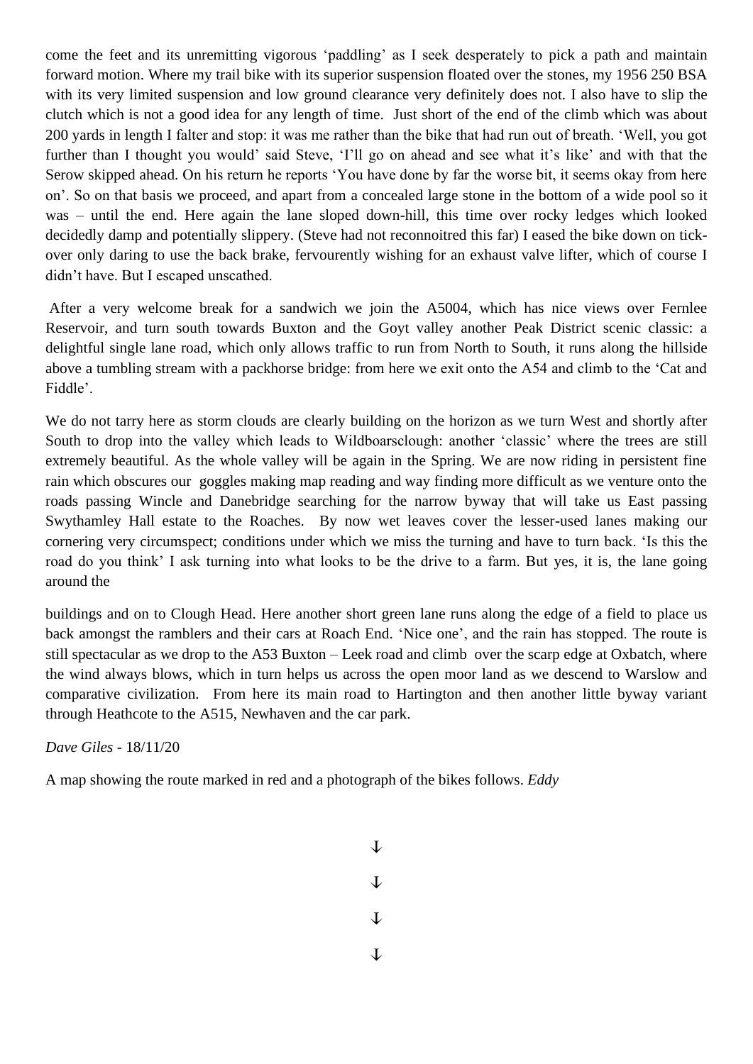come the feet and its unremitting vigorous 'paddling' as I seek desperately to pick a path and maintain forward motion. Where my trail bike with its superior suspension floated over the stones, my 1956 250 BSA with its very limited suspension and low ground clearance very definitely does not. I also have to slip the clutch which is not a good idea for any length of time. Just short of the end of the climb which was about 200 yards in length I falter and stop: it was me rather than the bike that had run out of breath. 'Well, you got further than I thought you would' said Steve, 'I'll go on ahead and see what it's like' and with that the Serow skipped ahead. On his return he reports 'You have done by far the worse bit, it seems okay from here on'. So on that basis we proceed, and apart from a concealed large stone in the bottom of a wide pool so it was – until the end. Here again the lane sloped down-hill, this time over rocky ledges which looked decidedly damp and potentially slippery. (Steve had not reconnoitred this far) I eased the bike down on tick-over only daring to use the back brake, fervourently wishing for an exhaust valve lifter, which of course I didn't have. But I escaped unscathed.

After a very welcome break for a sandwich we join the A5004, which has nice views over Fernlee Reservoir, and turn south towards Buxton and the Goyt valley another Peak District scenic classic: a delightful single lane road, which only allows traffic to run from North to South, it runs along the hillside above a tumbling stream with a packhorse bridge: from here we exit onto the A54 and climb to the 'Cat and Fiddle'.

We do not tarry here as storm clouds are clearly building on the horizon as we turn West and shortly after South to drop into the valley which leads to Wildboarsclough: another 'classic' where the trees are still extremely beautiful. As the whole valley will be again in the Spring. We are now riding in persistent fine rain which obscures our goggles making map reading and way finding more difficult as we venture onto the roads passing Wincle and Danebridge searching for the narrow byway that will take us East passing Swythamley Hall estate to the Roaches. By now wet leaves cover the lesser-used lanes making our cornering very circumspect; conditions under which we miss the turning and have to turn back. 'Is this the road do you think' I ask turning into what looks to be the drive to a farm. But yes, it is, the lane going around the

buildings and on to Clough Head. Here another short green lane runs along the edge of a field to place us back amongst the ramblers and their cars at Roach End. 'Nice one', and the rain has stopped. The route is still spectacular as we drop to the A53 Buxton – Leek road and climb over the scarp edge at Oxbatch, where the wind always blows, which in turn helps us across the open moor land as we descend to Warslow and comparative civilization. From here its main road to Hartington and then another little byway variant through Heathcote to the A515, Newhaven and the car park.

*Dave Giles* - 18/11/20

A map showing the route marked in red and a photograph of the bikes follows. *Eddy*

↓

↓

↓

↓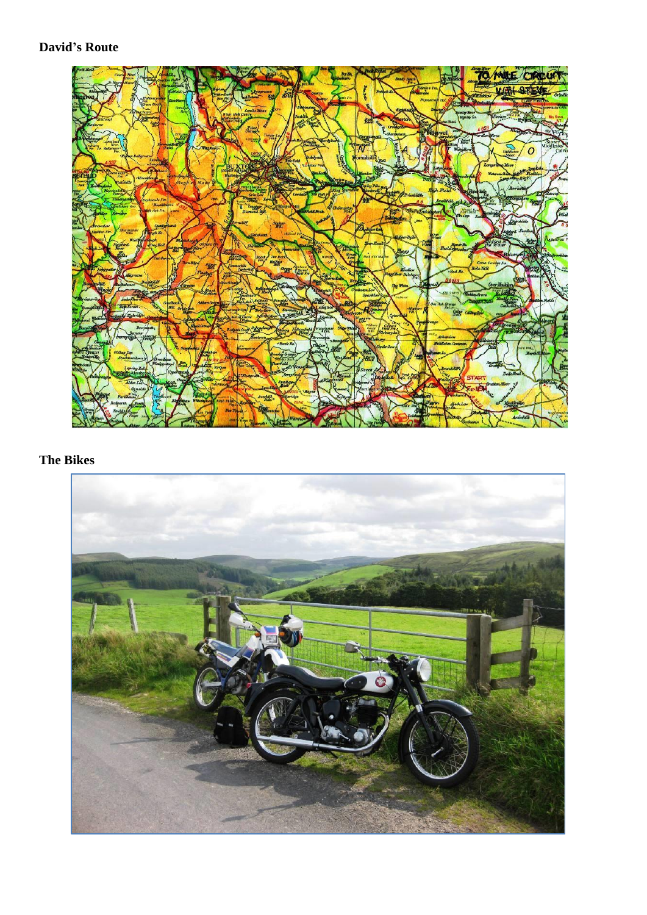**David's Route**

**The Bikes**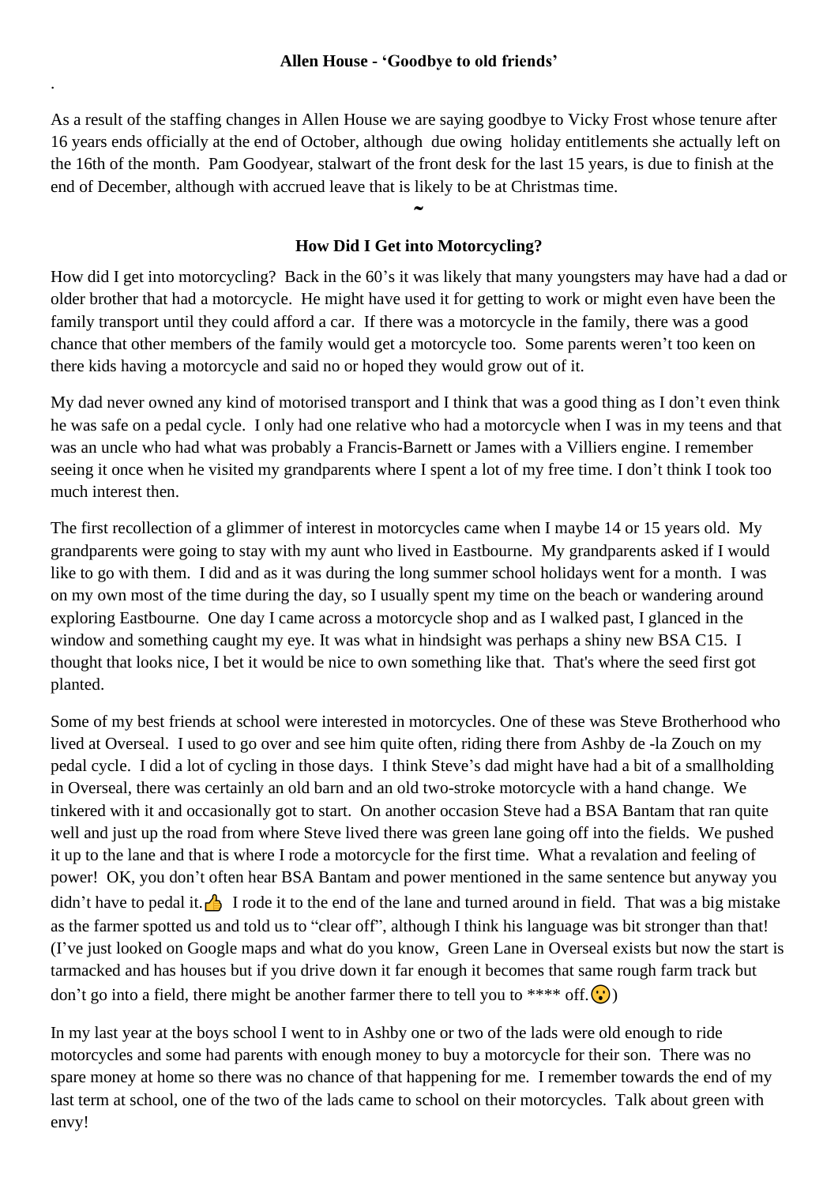### Allen House - 'Goodbye to old friends'

.

As a result of the staffing changes in Allen House we are saying goodbye to Vicky Frost whose tenure after 16 years ends officially at the end of October, although due owing holiday entitlements she actually left on the 16th of the month. Pam Goodyear, stalwart of the front desk for the last 15 years, is due to finish at the end of December, although with accrued leave that is likely to be at Christmas time.

~

### How Did I Get into Motorcycling?

How did I get into motorcycling? Back in the 60's it was likely that many youngsters may have had a dad or older brother that had a motorcycle. He might have used it for getting to work or might even have been the family transport until they could afford a car. If there was a motorcycle in the family, there was a good chance that other members of the family would get a motorcycle too. Some parents weren't too keen on there kids having a motorcycle and said no or hoped they would grow out of it.

My dad never owned any kind of motorised transport and I think that was a good thing as I don't even think he was safe on a pedal cycle. I only had one relative who had a motorcycle when I was in my teens and that was an uncle who had what was probably a Francis-Barnett or James with a Villiers engine. I remember seeing it once when he visited my grandparents where I spent a lot of my free time. I don't think I took too much interest then.

The first recollection of a glimmer of interest in motorcycles came when I maybe 14 or 15 years old. My grandparents were going to stay with my aunt who lived in Eastbourne. My grandparents asked if I would like to go with them. I did and as it was during the long summer school holidays went for a month. I was on my own most of the time during the day, so I usually spent my time on the beach or wandering around exploring Eastbourne. One day I came across a motorcycle shop and as I walked past, I glanced in the window and something caught my eye. It was what in hindsight was perhaps a shiny new BSA C15. I thought that looks nice, I bet it would be nice to own something like that. That's where the seed first got planted.

Some of my best friends at school were interested in motorcycles. One of these was Steve Brotherhood who lived at Overseal. I used to go over and see him quite often, riding there from Ashby de -la Zouch on my pedal cycle. I did a lot of cycling in those days. I think Steve's dad might have had a bit of a smallholding in Overseal, there was certainly an old barn and an old two-stroke motorcycle with a hand change. We tinkered with it and occasionally got to start. On another occasion Steve had a BSA Bantam that ran quite well and just up the road from where Steve lived there was green lane going off into the fields. We pushed it up to the lane and that is where I rode a motorcycle for the first time. What a revalation and feeling of power! OK, you don't often hear BSA Bantam and power mentioned in the same sentence but anyway you didn't have to pedal it.👍 I rode it to the end of the lane and turned around in field. That was a big mistake as the farmer spotted us and told us to "clear off", although I think his language was bit stronger than that! (I've just looked on Google maps and what do you know, Green Lane in Overseal exists but now the start is tarmacked and has houses but if you drive down it far enough it becomes that same rough farm track but don't go into a field, there might be another farmer there to tell you to **** off.😮)

In my last year at the boys school I went to in Ashby one or two of the lads were old enough to ride motorcycles and some had parents with enough money to buy a motorcycle for their son. There was no spare money at home so there was no chance of that happening for me. I remember towards the end of my last term at school, one of the two of the lads came to school on their motorcycles. Talk about green with envy!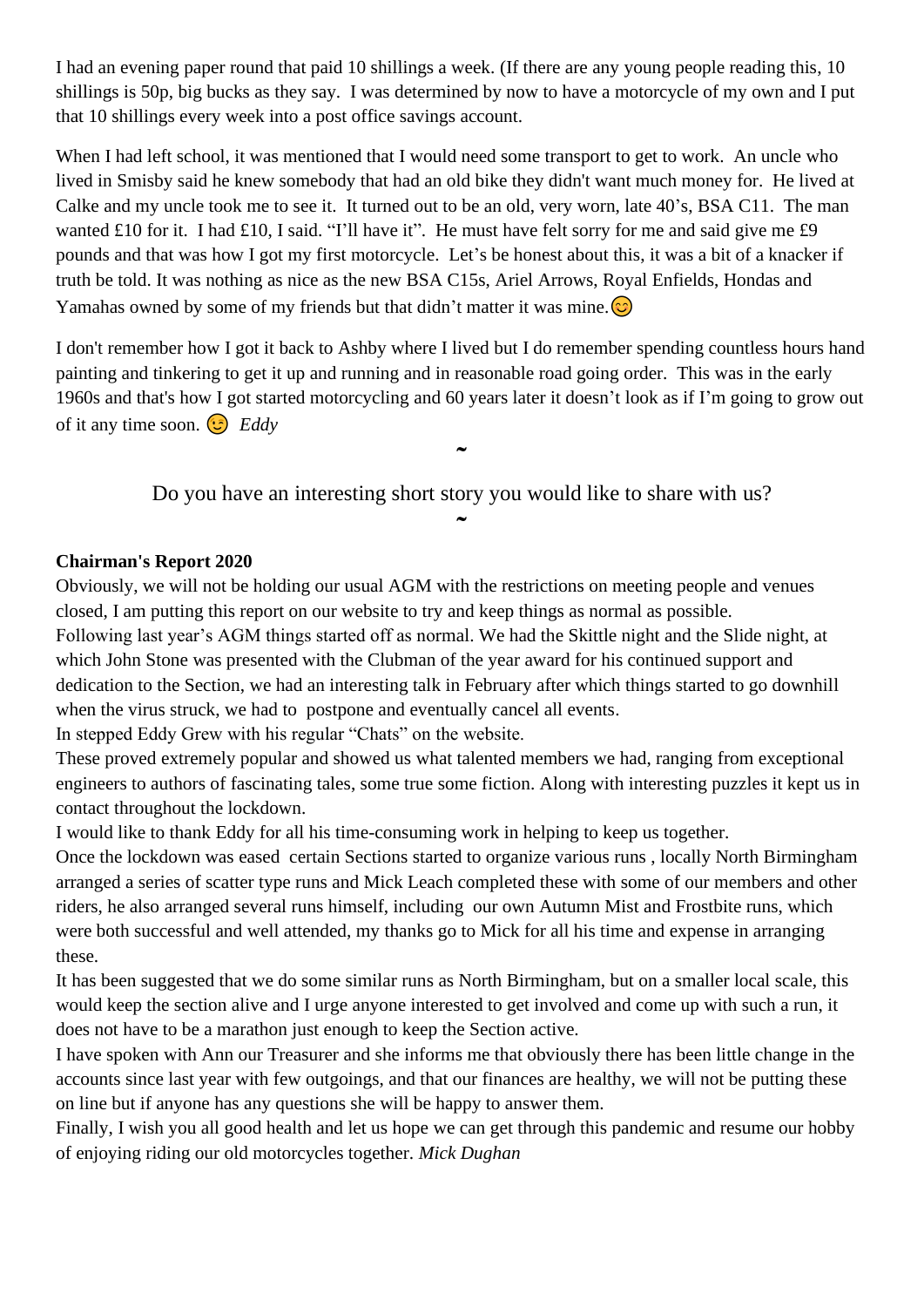I had an evening paper round that paid 10 shillings a week. (If there are any young people reading this, 10 shillings is 50p, big bucks as they say. I was determined by now to have a motorcycle of my own and I put that 10 shillings every week into a post office savings account.

When I had left school, it was mentioned that I would need some transport to get to work. An uncle who lived in Smisby said he knew somebody that had an old bike they didn't want much money for. He lived at Calke and my uncle took me to see it. It turned out to be an old, very worn, late 40's, BSA C11. The man wanted £10 for it. I had £10, I said. "I'll have it". He must have felt sorry for me and said give me £9 pounds and that was how I got my first motorcycle. Let's be honest about this, it was a bit of a knacker if truth be told. It was nothing as nice as the new BSA C15s, Ariel Arrows, Royal Enfields, Hondas and Yamahas owned by some of my friends but that didn't matter it was mine.😊

I don't remember how I got it back to Ashby where I lived but I do remember spending countless hours hand painting and tinkering to get it up and running and in reasonable road going order. This was in the early 1960s and that's how I got started motorcycling and 60 years later it doesn't look as if I'm going to grow out of it any time soon. 😉 *Eddy*

~

Do you have an interesting short story you would like to share with us?

~

**Chairman's Report 2020**

Obviously, we will not be holding our usual AGM with the restrictions on meeting people and venues closed, I am putting this report on our website to try and keep things as normal as possible.
Following last year's AGM things started off as normal. We had the Skittle night and the Slide night, at which John Stone was presented with the Clubman of the year award for his continued support and dedication to the Section, we had an interesting talk in February after which things started to go downhill when the virus struck, we had to postpone and eventually cancel all events.
In stepped Eddy Grew with his regular "Chats" on the website.
These proved extremely popular and showed us what talented members we had, ranging from exceptional engineers to authors of fascinating tales, some true some fiction. Along with interesting puzzles it kept us in contact throughout the lockdown.
I would like to thank Eddy for all his time-consuming work in helping to keep us together.
Once the lockdown was eased certain Sections started to organize various runs , locally North Birmingham arranged a series of scatter type runs and Mick Leach completed these with some of our members and other riders, he also arranged several runs himself, including our own Autumn Mist and Frostbite runs, which were both successful and well attended, my thanks go to Mick for all his time and expense in arranging these.
It has been suggested that we do some similar runs as North Birmingham, but on a smaller local scale, this would keep the section alive and I urge anyone interested to get involved and come up with such a run, it does not have to be a marathon just enough to keep the Section active.
I have spoken with Ann our Treasurer and she informs me that obviously there has been little change in the accounts since last year with few outgoings, and that our finances are healthy, we will not be putting these on line but if anyone has any questions she will be happy to answer them.
Finally, I wish you all good health and let us hope we can get through this pandemic and resume our hobby of enjoying riding our old motorcycles together. *Mick Dughan*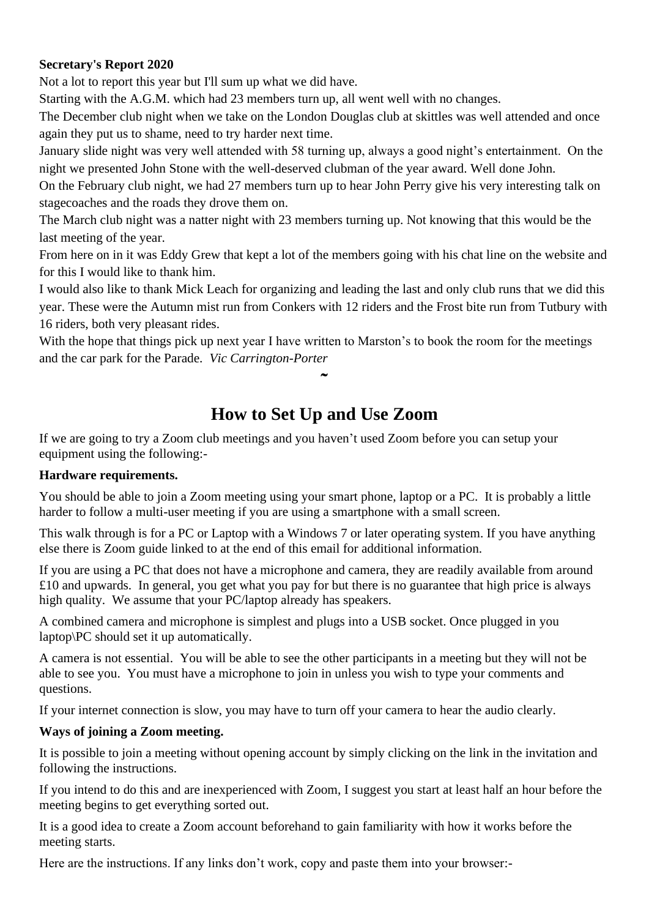**Secretary's Report 2020**

Not a lot to report this year but I'll sum up what we did have.

Starting with the A.G.M. which had 23 members turn up, all went well with no changes.

The December club night when we take on the London Douglas club at skittles was well attended and once again they put us to shame, need to try harder next time.

January slide night was very well attended with 58 turning up, always a good night's entertainment. On the night we presented John Stone with the well-deserved clubman of the year award. Well done John.

On the February club night, we had 27 members turn up to hear John Perry give his very interesting talk on stagecoaches and the roads they drove them on.

The March club night was a natter night with 23 members turning up. Not knowing that this would be the last meeting of the year.

From here on in it was Eddy Grew that kept a lot of the members going with his chat line on the website and for this I would like to thank him.

I would also like to thank Mick Leach for organizing and leading the last and only club runs that we did this year. These were the Autumn mist run from Conkers with 12 riders and the Frost bite run from Tutbury with 16 riders, both very pleasant rides.

With the hope that things pick up next year I have written to Marston's to book the room for the meetings and the car park for the Parade. *Vic Carrington-Porter*

~

# How to Set Up and Use Zoom

If we are going to try a Zoom club meetings and you haven't used Zoom before you can setup your equipment using the following:-

**Hardware requirements.**

You should be able to join a Zoom meeting using your smart phone, laptop or a PC. It is probably a little harder to follow a multi-user meeting if you are using a smartphone with a small screen.

This walk through is for a PC or Laptop with a Windows 7 or later operating system. If you have anything else there is Zoom guide linked to at the end of this email for additional information.

If you are using a PC that does not have a microphone and camera, they are readily available from around £10 and upwards. In general, you get what you pay for but there is no guarantee that high price is always high quality. We assume that your PC/laptop already has speakers.

A combined camera and microphone is simplest and plugs into a USB socket. Once plugged in you laptop\PC should set it up automatically.

A camera is not essential. You will be able to see the other participants in a meeting but they will not be able to see you. You must have a microphone to join in unless you wish to type your comments and questions.

If your internet connection is slow, you may have to turn off your camera to hear the audio clearly.

**Ways of joining a Zoom meeting.**

It is possible to join a meeting without opening account by simply clicking on the link in the invitation and following the instructions.

If you intend to do this and are inexperienced with Zoom, I suggest you start at least half an hour before the meeting begins to get everything sorted out.

It is a good idea to create a Zoom account beforehand to gain familiarity with how it works before the meeting starts.

Here are the instructions. If any links don't work, copy and paste them into your browser:-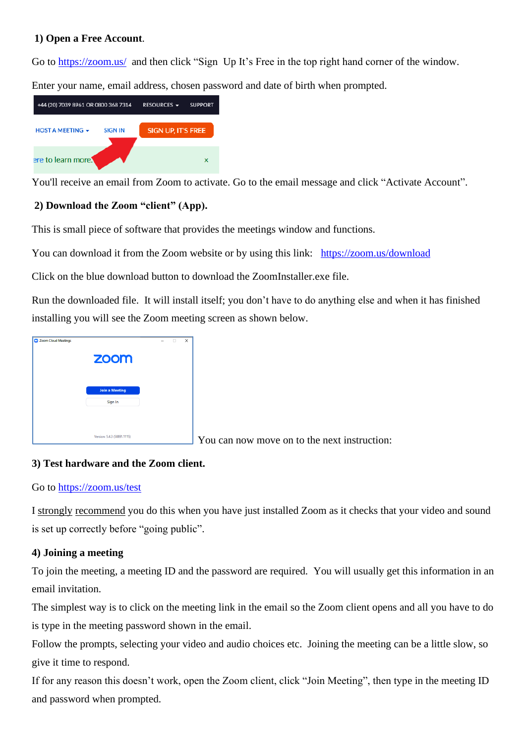**1) Open a Free Account.**

Go to https://zoom.us/ and then click "Sign Up It's Free in the top right hand corner of the window.

Enter your name, email address, chosen password and date of birth when prompted.

You'll receive an email from Zoom to activate. Go to the email message and click "Activate Account".

**2) Download the Zoom "client" (App).**

This is small piece of software that provides the meetings window and functions.

You can download it from the Zoom website or by using this link: https://zoom.us/download

Click on the blue download button to download the ZoomInstaller.exe file.

Run the downloaded file. It will install itself; you don't have to do anything else and when it has finished installing you will see the Zoom meeting screen as shown below.

You can now move on to the next instruction:

**3) Test hardware and the Zoom client.**

Go to https://zoom.us/test

I strongly recommend you do this when you have just installed Zoom as it checks that your video and sound is set up correctly before "going public".

**4) Joining a meeting**

To join the meeting, a meeting ID and the password are required. You will usually get this information in an email invitation.

The simplest way is to click on the meeting link in the email so the Zoom client opens and all you have to do is type in the meeting password shown in the email.

Follow the prompts, selecting your video and audio choices etc. Joining the meeting can be a little slow, so give it time to respond.

If for any reason this doesn't work, open the Zoom client, click "Join Meeting", then type in the meeting ID and password when prompted.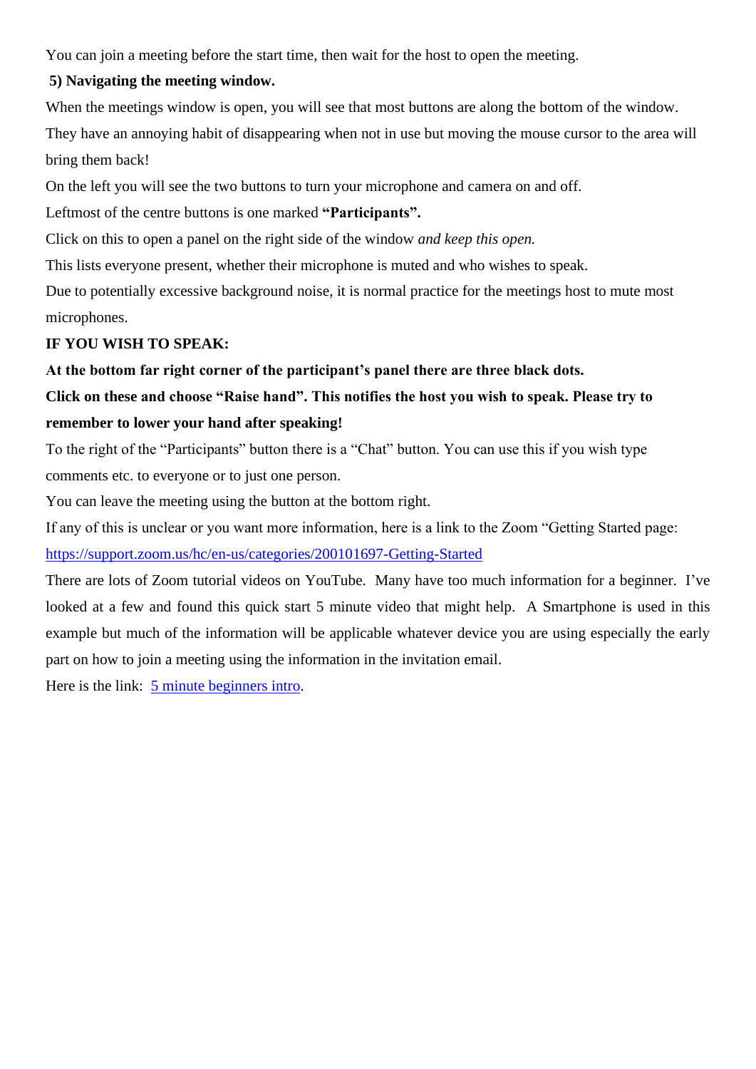You can join a meeting before the start time, then wait for the host to open the meeting.

**5) Navigating the meeting window.**

When the meetings window is open, you will see that most buttons are along the bottom of the window. They have an annoying habit of disappearing when not in use but moving the mouse cursor to the area will bring them back!

On the left you will see the two buttons to turn your microphone and camera on and off.

Leftmost of the centre buttons is one marked **"Participants".**

Click on this to open a panel on the right side of the window *and keep this open.*

This lists everyone present, whether their microphone is muted and who wishes to speak.

Due to potentially excessive background noise, it is normal practice for the meetings host to mute most microphones.

**IF YOU WISH TO SPEAK:**

**At the bottom far right corner of the participant's panel there are three black dots.**

**Click on these and choose "Raise hand". This notifies the host you wish to speak. Please try to remember to lower your hand after speaking!**

To the right of the "Participants" button there is a "Chat" button. You can use this if you wish type comments etc. to everyone or to just one person.

You can leave the meeting using the button at the bottom right.

If any of this is unclear or you want more information, here is a link to the Zoom "Getting Started page: [https://support.zoom.us/hc/en-us/categories/200101697-Getting-Started](https://support.zoom.us/hc/en-us/categories/200101697-Getting-Started)

There are lots of Zoom tutorial videos on YouTube. Many have too much information for a beginner. I've looked at a few and found this quick start 5 minute video that might help. A Smartphone is used in this example but much of the information will be applicable whatever device you are using especially the early part on how to join a meeting using the information in the invitation email.

Here is the link: 5 minute beginners intro.